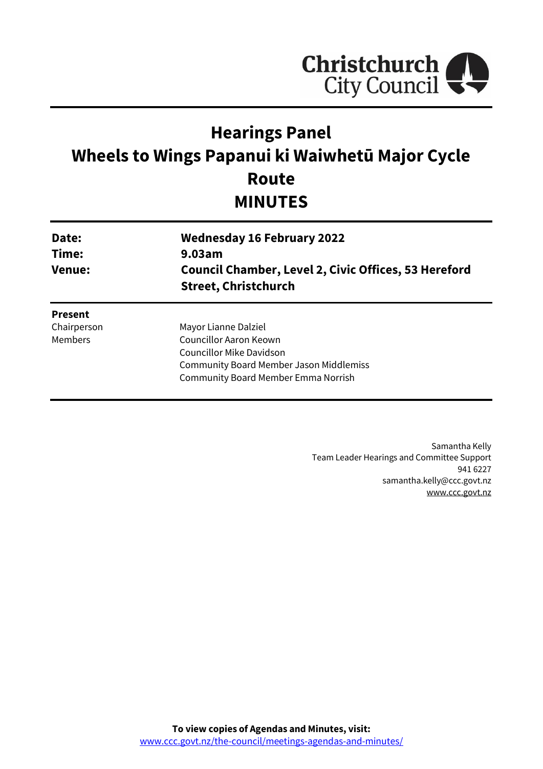# Hearings Panel
# Wheels to Wings Papanui ki Waiwhetū Major Cycle Route
# MINUTES

| | |
|---|---|
| **Date:** | **Wednesday 16 February 2022** |
| **Time:** | **9.03am** |
| **Venue:** | **Council Chamber, Level 2, Civic Offices, 53 Hereford Street, Christchurch** |

**Present**

| | |
|---|---|
| Chairperson | Mayor Lianne Dalziel |
| Members | Councillor Aaron Keown |
| | Councillor Mike Davidson |
| | Community Board Member Jason Middlemiss |
| | Community Board Member Emma Norrish |

Samantha Kelly
Team Leader Hearings and Committee Support
941 6227
samantha.kelly@ccc.govt.nz
www.ccc.govt.nz

**To view copies of Agendas and Minutes, visit:**
www.ccc.govt.nz/the-council/meetings-agendas-and-minutes/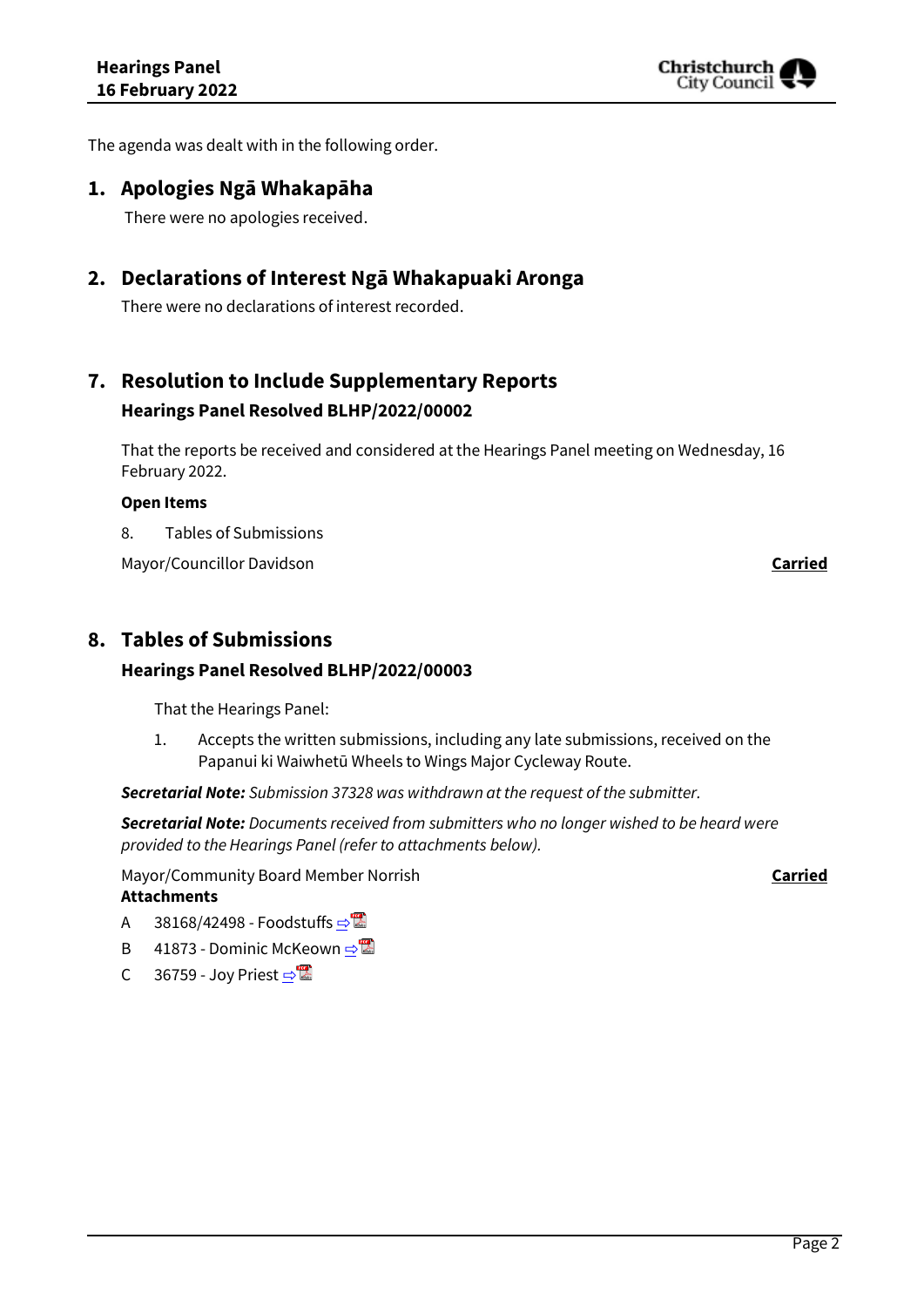The agenda was dealt with in the following order.

## 1. Apologies Ngā Whakapāha

There were no apologies received.

## 2. Declarations of Interest Ngā Whakapuaki Aronga

There were no declarations of interest recorded.

## 7. Resolution to Include Supplementary Reports

### Hearings Panel Resolved BLHP/2022/00002

That the reports be received and considered at the Hearings Panel meeting on Wednesday, 16 February 2022.

**Open Items**

8. Tables of Submissions

Mayor/Councillor Davidson **Carried**

## 8. Tables of Submissions

### Hearings Panel Resolved BLHP/2022/00003

That the Hearings Panel:

1. Accepts the written submissions, including any late submissions, received on the Papanui ki Waiwhetū Wheels to Wings Major Cycleway Route.

***Secretarial Note:*** *Submission 37328 was withdrawn at the request of the submitter.*

***Secretarial Note:*** *Documents received from submitters who no longer wished to be heard were provided to the Hearings Panel (refer to attachments below).*

Mayor/Community Board Member Norrish **Carried**

**Attachments**

A 38168/42498 - Foodstuffs ⇨

B 41873 - Dominic McKeown ⇨

C 36759 - Joy Priest ⇨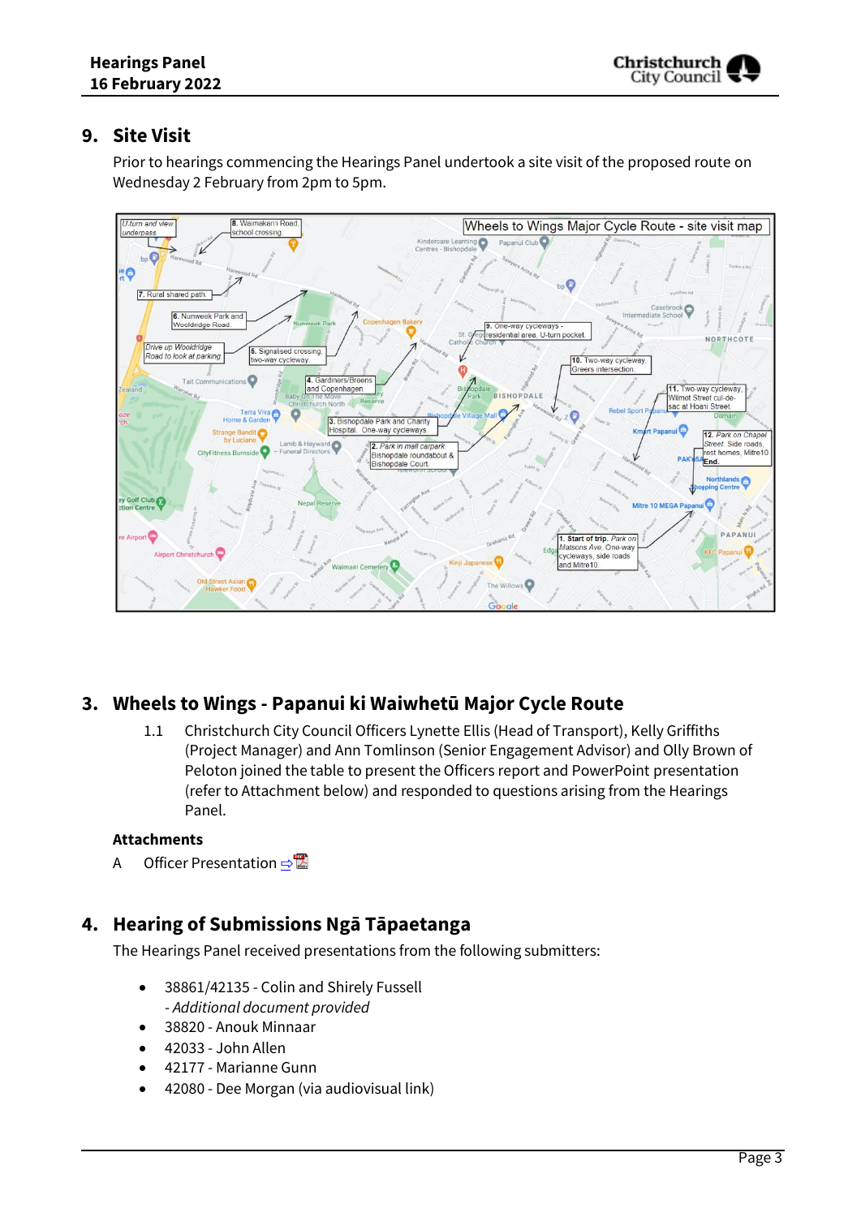## 9. Site Visit

Prior to hearings commencing the Hearings Panel undertook a site visit of the proposed route on Wednesday 2 February from 2pm to 5pm.

## 3. Wheels to Wings - Papanui ki Waiwhetū Major Cycle Route

1.1 Christchurch City Council Officers Lynette Ellis (Head of Transport), Kelly Griffiths (Project Manager) and Ann Tomlinson (Senior Engagement Advisor) and Olly Brown of Peloton joined the table to present the Officers report and PowerPoint presentation (refer to Attachment below) and responded to questions arising from the Hearings Panel.

**Attachments**

A Officer Presentation ⇨

## 4. Hearing of Submissions Ngā Tāpaetanga

The Hearings Panel received presentations from the following submitters:

- 38861/42135 - Colin and Shirely Fussell
  - *Additional document provided*
- 38820 - Anouk Minnaar
- 42033 - John Allen
- 42177 - Marianne Gunn
- 42080 - Dee Morgan (via audiovisual link)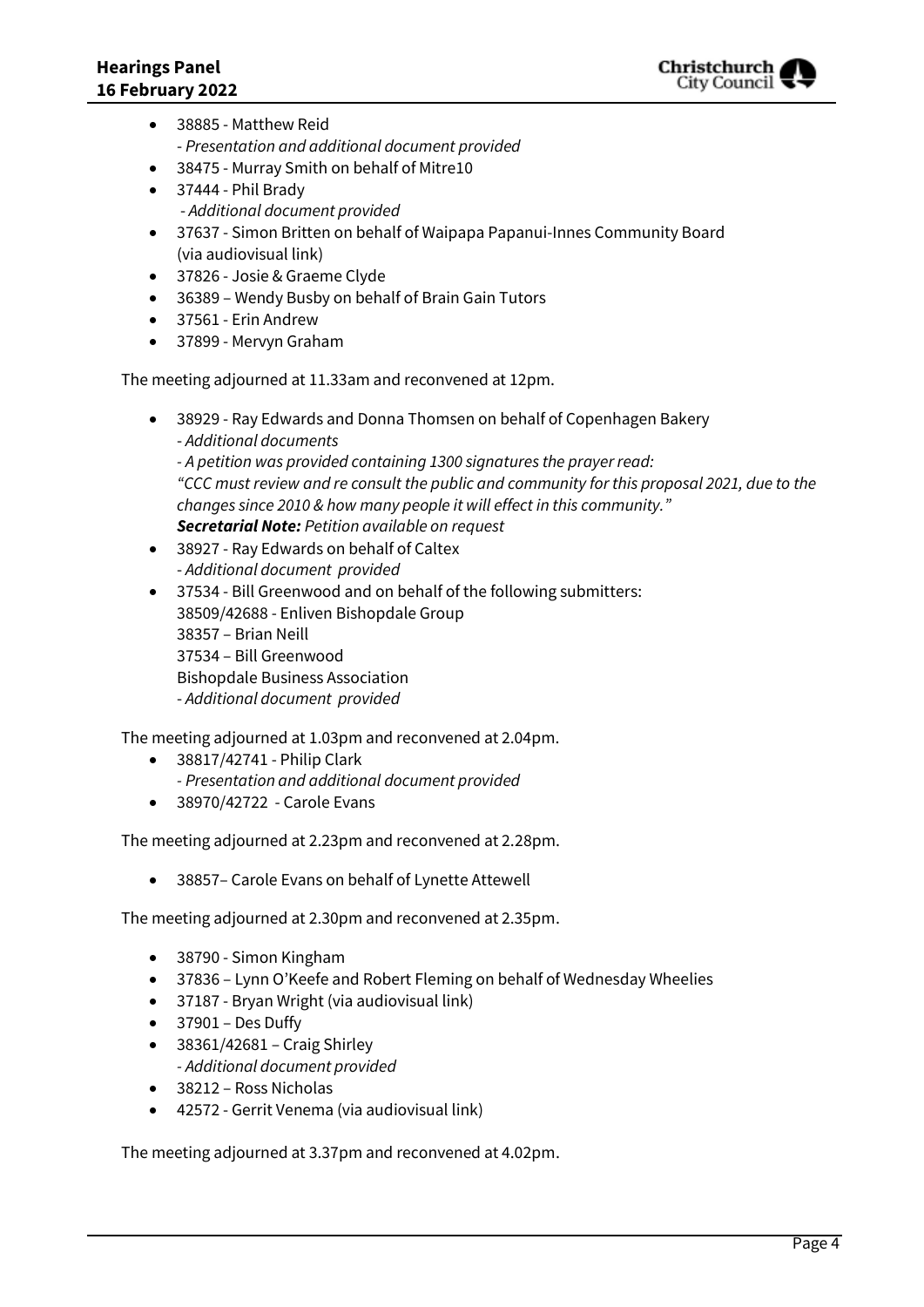- 38885 - Matthew Reid
  - *Presentation and additional document provided*
- 38475 - Murray Smith on behalf of Mitre10
- 37444 - Phil Brady
  - *Additional document provided*
- 37637 - Simon Britten on behalf of Waipapa Papanui-Innes Community Board (via audiovisual link)
- 37826 - Josie & Graeme Clyde
- 36389 – Wendy Busby on behalf of Brain Gain Tutors
- 37561 - Erin Andrew
- 37899 - Mervyn Graham

The meeting adjourned at 11.33am and reconvened at 12pm.

- 38929 - Ray Edwards and Donna Thomsen on behalf of Copenhagen Bakery
  - *Additional documents*
  - *A petition was provided containing 1300 signatures the prayer read: "CCC must review and re consult the public and community for this proposal 2021, due to the changes since 2010 & how many people it will effect in this community."*

  ***Secretarial Note:*** *Petition available on request*
- 38927 - Ray Edwards on behalf of Caltex
  - *Additional document provided*
- 37534 - Bill Greenwood and on behalf of the following submitters:
  38509/42688 - Enliven Bishopdale Group
  38357 – Brian Neill
  37534 – Bill Greenwood
  Bishopdale Business Association
  - *Additional document provided*

The meeting adjourned at 1.03pm and reconvened at 2.04pm.

- 38817/42741 - Philip Clark
  - *Presentation and additional document provided*
- 38970/42722 - Carole Evans

The meeting adjourned at 2.23pm and reconvened at 2.28pm.

- 38857– Carole Evans on behalf of Lynette Attewell

The meeting adjourned at 2.30pm and reconvened at 2.35pm.

- 38790 - Simon Kingham
- 37836 – Lynn O'Keefe and Robert Fleming on behalf of Wednesday Wheelies
- 37187 - Bryan Wright (via audiovisual link)
- 37901 – Des Duffy
- 38361/42681 – Craig Shirley
  - *Additional document provided*
- 38212 – Ross Nicholas
- 42572 - Gerrit Venema (via audiovisual link)

The meeting adjourned at 3.37pm and reconvened at 4.02pm.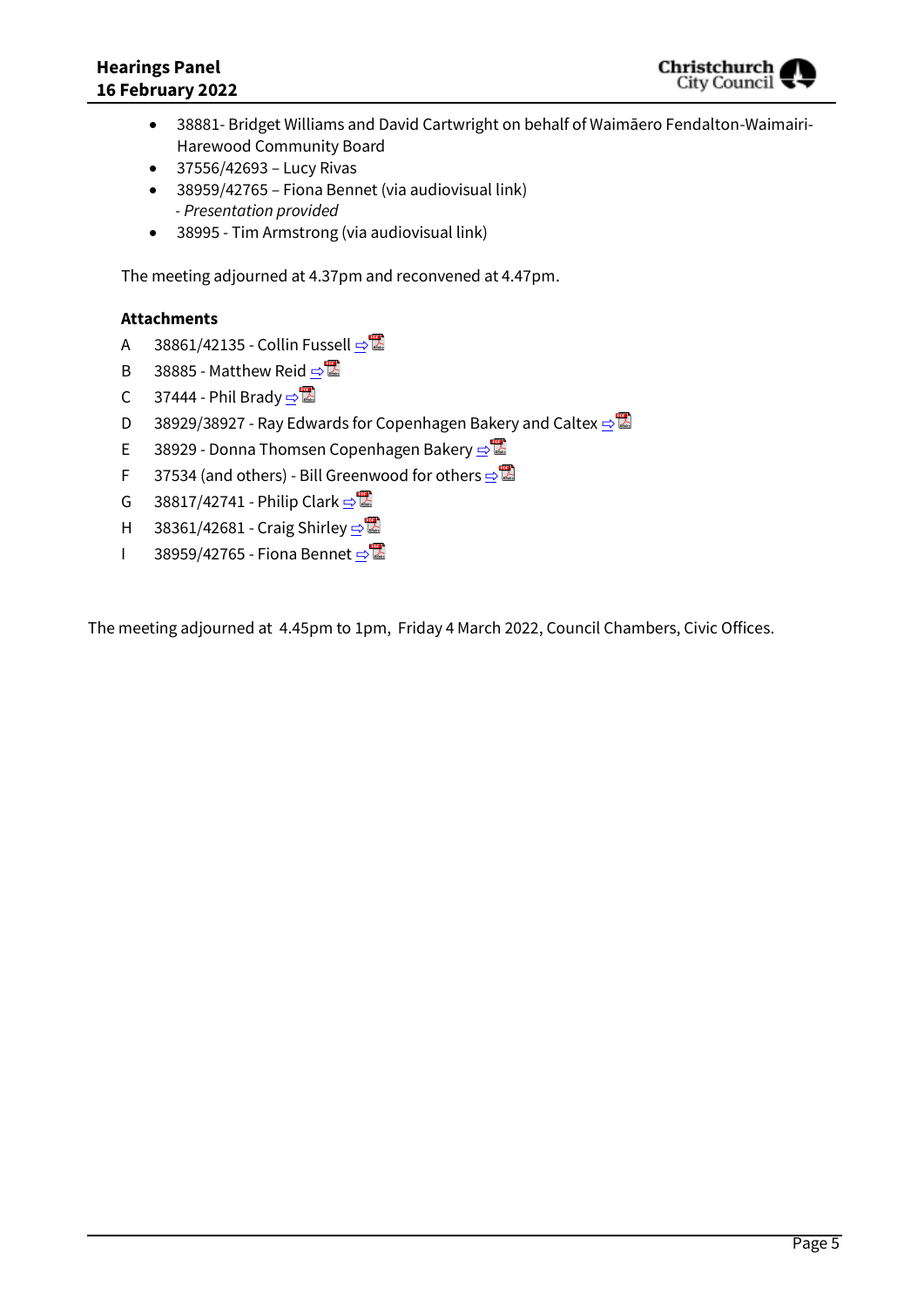- 38881- Bridget Williams and David Cartwright on behalf of Waimāero Fendalton-Waimairi-Harewood Community Board
- 37556/42693 – Lucy Rivas
- 38959/42765 – Fiona Bennet (via audiovisual link)
  - *Presentation provided*
- 38995 - Tim Armstrong (via audiovisual link)

The meeting adjourned at 4.37pm and reconvened at 4.47pm.

**Attachments**

A 38861/42135 - Collin Fussell ⇨

B 38885 - Matthew Reid ⇨

C 37444 - Phil Brady ⇨

D 38929/38927 - Ray Edwards for Copenhagen Bakery and Caltex ⇨

E 38929 - Donna Thomsen Copenhagen Bakery ⇨

F 37534 (and others) - Bill Greenwood for others ⇨

G 38817/42741 - Philip Clark ⇨

H 38361/42681 - Craig Shirley ⇨

I 38959/42765 - Fiona Bennet ⇨

The meeting adjourned at 4.45pm to 1pm, Friday 4 March 2022, Council Chambers, Civic Offices.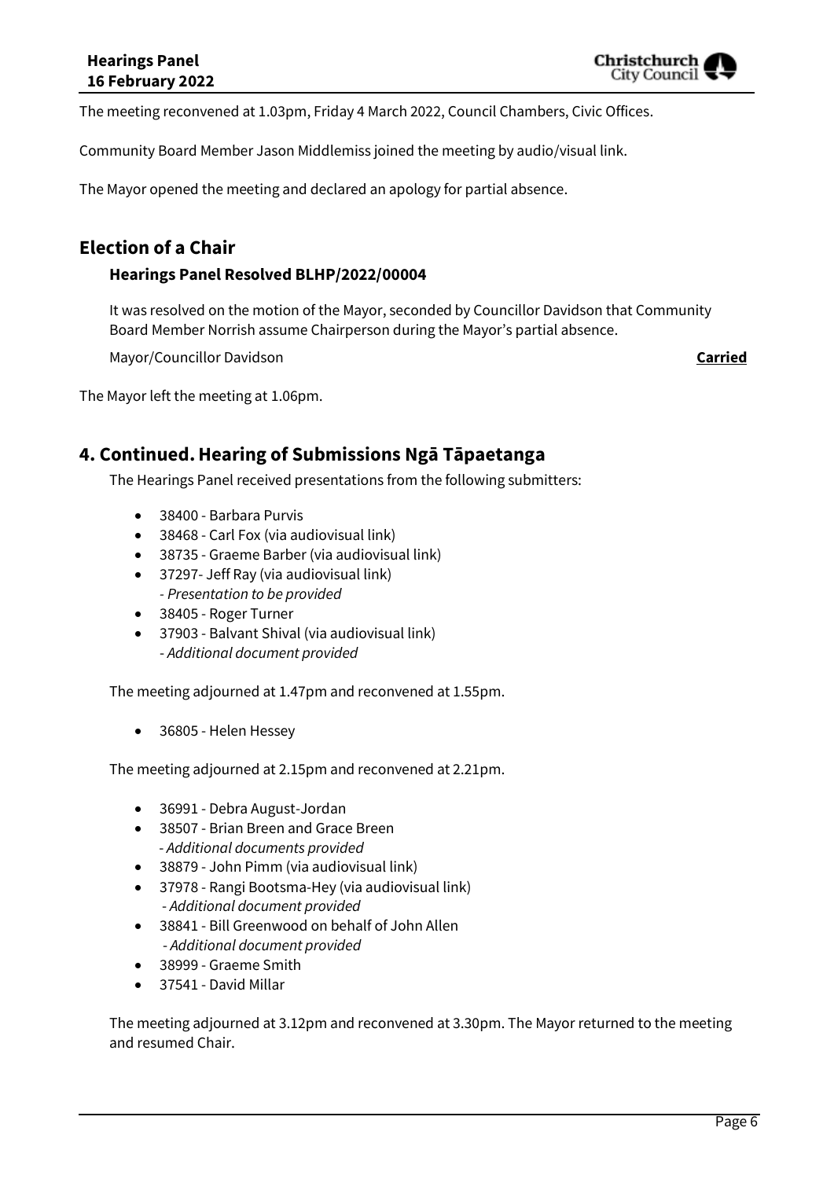The meeting reconvened at 1.03pm, Friday 4 March 2022, Council Chambers, Civic Offices.

Community Board Member Jason Middlemiss joined the meeting by audio/visual link.

The Mayor opened the meeting and declared an apology for partial absence.

## Election of a Chair

### Hearings Panel Resolved BLHP/2022/00004

It was resolved on the motion of the Mayor, seconded by Councillor Davidson that Community Board Member Norrish assume Chairperson during the Mayor's partial absence.

Mayor/Councillor Davidson **Carried**

The Mayor left the meeting at 1.06pm.

## 4. Continued. Hearing of Submissions Ngā Tāpaetanga

The Hearings Panel received presentations from the following submitters:

- 38400 - Barbara Purvis
- 38468 - Carl Fox (via audiovisual link)
- 38735 - Graeme Barber (via audiovisual link)
- 37297- Jeff Ray (via audiovisual link)
  - *Presentation to be provided*
- 38405 - Roger Turner
- 37903 - Balvant Shival (via audiovisual link)
  - *Additional document provided*

The meeting adjourned at 1.47pm and reconvened at 1.55pm.

- 36805 - Helen Hessey

The meeting adjourned at 2.15pm and reconvened at 2.21pm.

- 36991 - Debra August-Jordan
- 38507 - Brian Breen and Grace Breen
  - *Additional documents provided*
- 38879 - John Pimm (via audiovisual link)
- 37978 - Rangi Bootsma-Hey (via audiovisual link)
  - *Additional document provided*
- 38841 - Bill Greenwood on behalf of John Allen
  - *Additional document provided*
- 38999 - Graeme Smith
- 37541 - David Millar

The meeting adjourned at 3.12pm and reconvened at 3.30pm. The Mayor returned to the meeting and resumed Chair.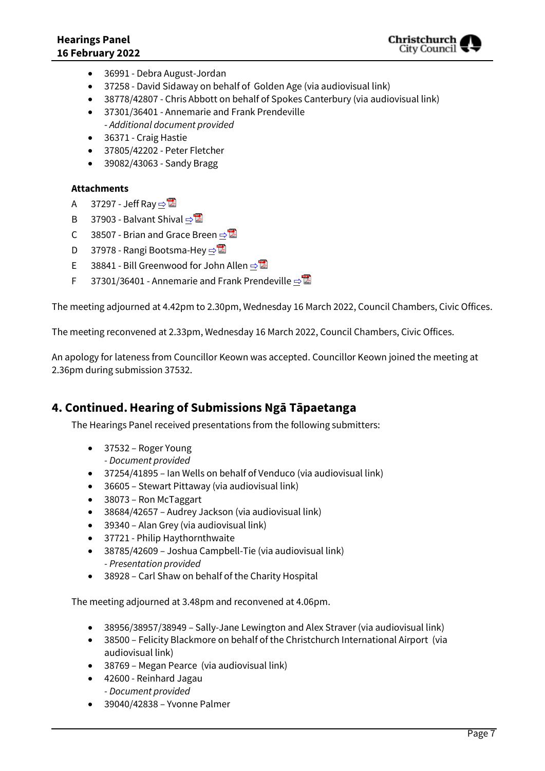- 36991 - Debra August-Jordan
- 37258 - David Sidaway on behalf of Golden Age (via audiovisual link)
- 38778/42807 - Chris Abbott on behalf of Spokes Canterbury (via audiovisual link)
- 37301/36401 - Annemarie and Frank Prendeville
  - *Additional document provided*
- 36371 - Craig Hastie
- 37805/42202 - Peter Fletcher
- 39082/43063 - Sandy Bragg

**Attachments**

A 37297 - Jeff Ray ⇨

B 37903 - Balvant Shival ⇨

C 38507 - Brian and Grace Breen ⇨

D 37978 - Rangi Bootsma-Hey ⇨

E 38841 - Bill Greenwood for John Allen ⇨

F 37301/36401 - Annemarie and Frank Prendeville ⇨

The meeting adjourned at 4.42pm to 2.30pm, Wednesday 16 March 2022, Council Chambers, Civic Offices.

The meeting reconvened at 2.33pm, Wednesday 16 March 2022, Council Chambers, Civic Offices.

An apology for lateness from Councillor Keown was accepted. Councillor Keown joined the meeting at 2.36pm during submission 37532.

## 4. Continued. Hearing of Submissions Ngā Tāpaetanga

The Hearings Panel received presentations from the following submitters:

- 37532 – Roger Young
  - *Document provided*
- 37254/41895 – Ian Wells on behalf of Venduco (via audiovisual link)
- 36605 – Stewart Pittaway (via audiovisual link)
- 38073 – Ron McTaggart
- 38684/42657 – Audrey Jackson (via audiovisual link)
- 39340 – Alan Grey (via audiovisual link)
- 37721 - Philip Haythornthwaite
- 38785/42609 – Joshua Campbell-Tie (via audiovisual link)
  - *Presentation provided*
- 38928 – Carl Shaw on behalf of the Charity Hospital

The meeting adjourned at 3.48pm and reconvened at 4.06pm.

- 38956/38957/38949 – Sally-Jane Lewington and Alex Straver (via audiovisual link)
- 38500 – Felicity Blackmore on behalf of the Christchurch International Airport (via audiovisual link)
- 38769 – Megan Pearce (via audiovisual link)
- 42600 - Reinhard Jagau
  - *Document provided*
- 39040/42838 – Yvonne Palmer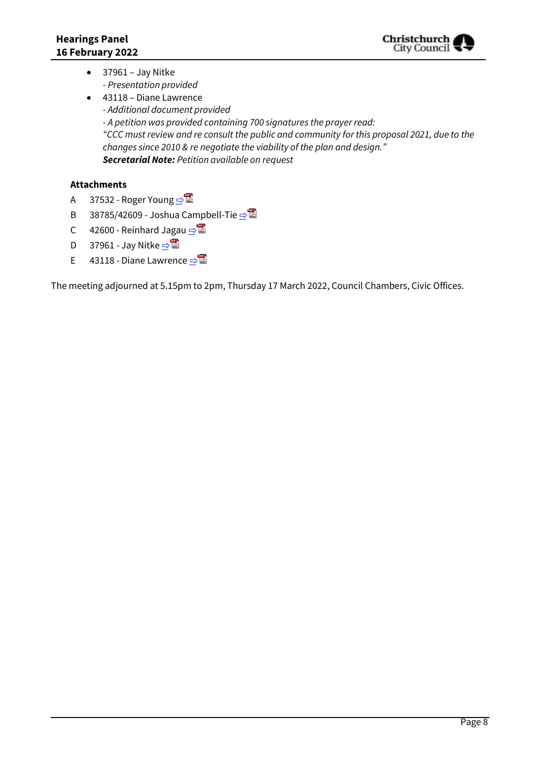- 37961 – Jay Nitke
  - *Presentation provided*
- 43118 – Diane Lawrence
  - *Additional document provided*
  - *A petition was provided containing 700 signatures the prayer read:*
  *"CCC must review and re consult the public and community for this proposal 2021, due to the changes since 2010 & re negotiate the viability of the plan and design."*
  ***Secretarial Note:*** *Petition available on request*

**Attachments**

A 37532 - Roger Young ⇨

B 38785/42609 - Joshua Campbell-Tie ⇨

C 42600 - Reinhard Jagau ⇨

D 37961 - Jay Nitke ⇨

E 43118 - Diane Lawrence ⇨

The meeting adjourned at 5.15pm to 2pm, Thursday 17 March 2022, Council Chambers, Civic Offices.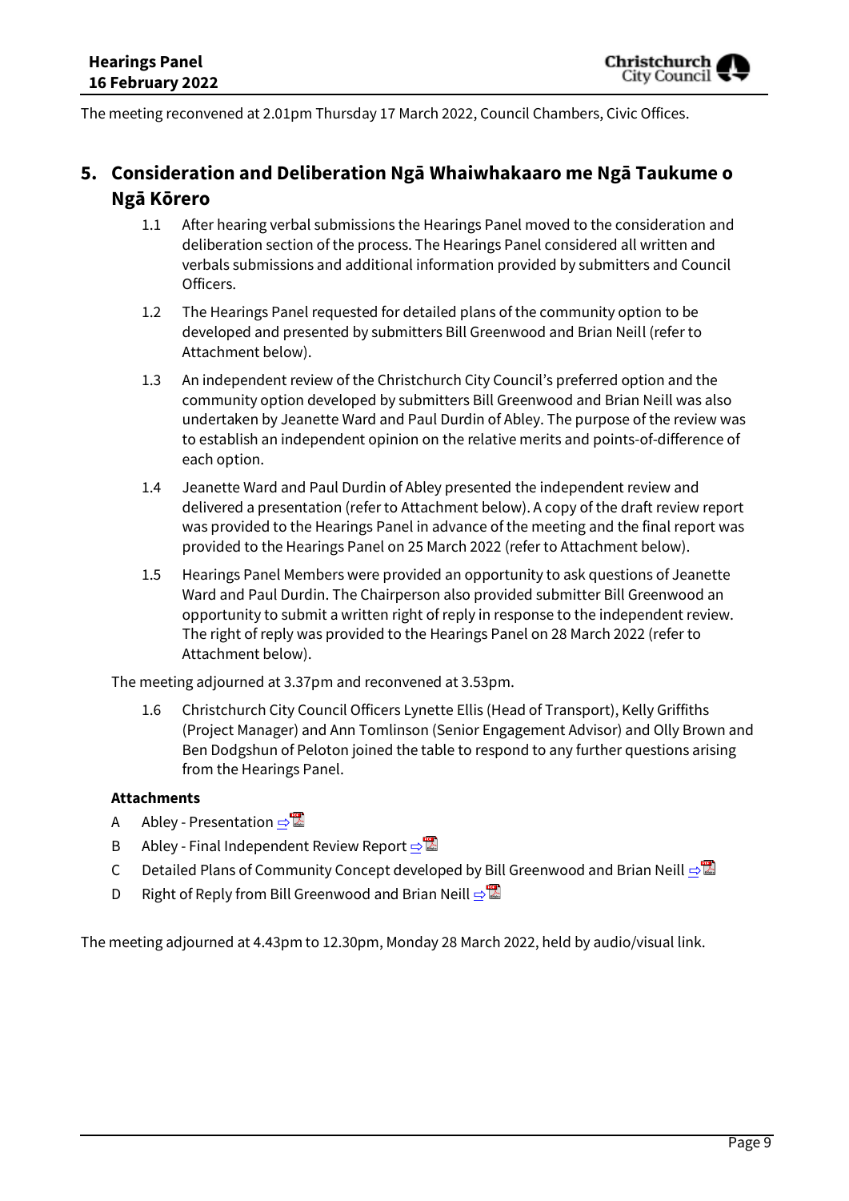The meeting reconvened at 2.01pm Thursday 17 March 2022, Council Chambers, Civic Offices.

## 5. Consideration and Deliberation Ngā Whaiwhakaaro me Ngā Taukume o Ngā Kōrero

1.1 After hearing verbal submissions the Hearings Panel moved to the consideration and deliberation section of the process. The Hearings Panel considered all written and verbals submissions and additional information provided by submitters and Council Officers.

1.2 The Hearings Panel requested for detailed plans of the community option to be developed and presented by submitters Bill Greenwood and Brian Neill (refer to Attachment below).

1.3 An independent review of the Christchurch City Council's preferred option and the community option developed by submitters Bill Greenwood and Brian Neill was also undertaken by Jeanette Ward and Paul Durdin of Abley. The purpose of the review was to establish an independent opinion on the relative merits and points-of-difference of each option.

1.4 Jeanette Ward and Paul Durdin of Abley presented the independent review and delivered a presentation (refer to Attachment below). A copy of the draft review report was provided to the Hearings Panel in advance of the meeting and the final report was provided to the Hearings Panel on 25 March 2022 (refer to Attachment below).

1.5 Hearings Panel Members were provided an opportunity to ask questions of Jeanette Ward and Paul Durdin. The Chairperson also provided submitter Bill Greenwood an opportunity to submit a written right of reply in response to the independent review. The right of reply was provided to the Hearings Panel on 28 March 2022 (refer to Attachment below).

The meeting adjourned at 3.37pm and reconvened at 3.53pm.

1.6 Christchurch City Council Officers Lynette Ellis (Head of Transport), Kelly Griffiths (Project Manager) and Ann Tomlinson (Senior Engagement Advisor) and Olly Brown and Ben Dodgshun of Peloton joined the table to respond to any further questions arising from the Hearings Panel.

**Attachments**

A Abley - Presentation

B Abley - Final Independent Review Report

C Detailed Plans of Community Concept developed by Bill Greenwood and Brian Neill

D Right of Reply from Bill Greenwood and Brian Neill

The meeting adjourned at 4.43pm to 12.30pm, Monday 28 March 2022, held by audio/visual link.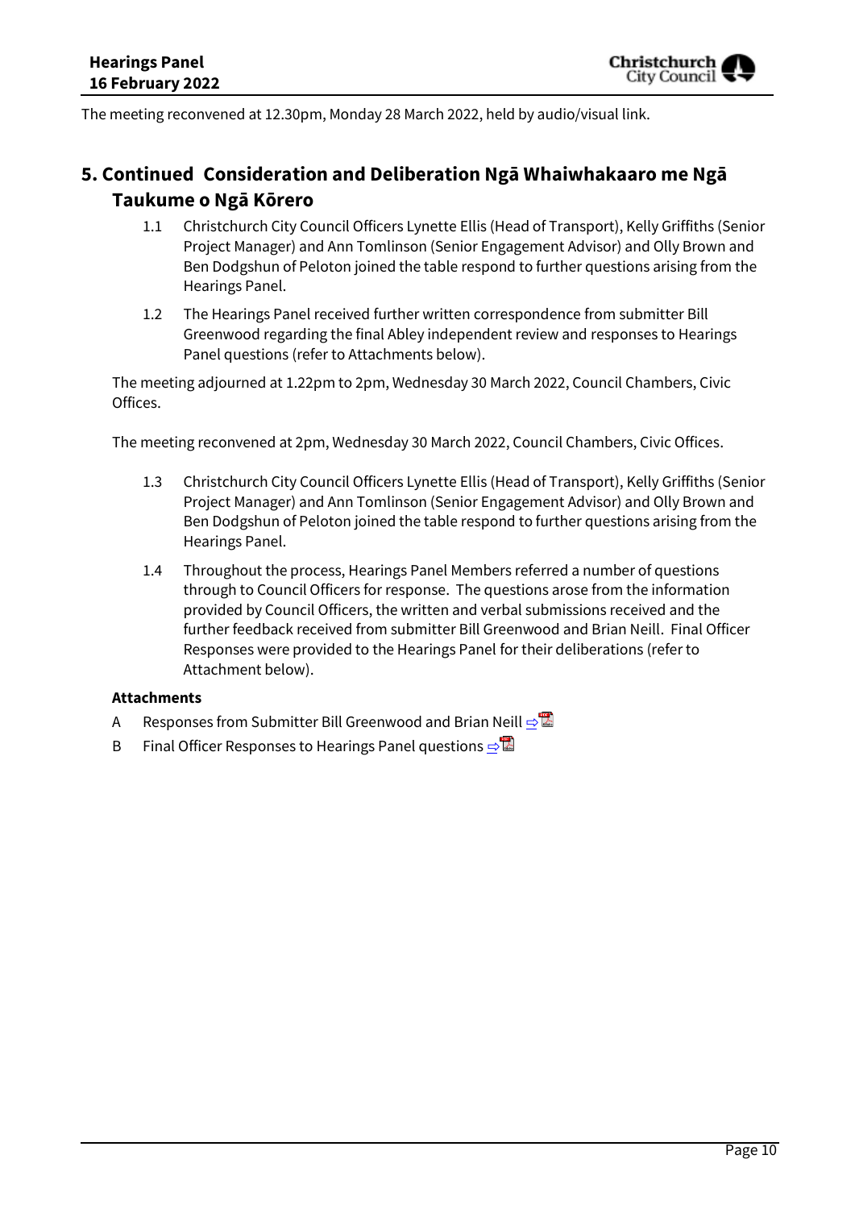The meeting reconvened at 12.30pm, Monday 28 March 2022, held by audio/visual link.

## 5. Continued Consideration and Deliberation Ngā Whaiwhakaaro me Ngā Taukume o Ngā Kōrero

1.1 Christchurch City Council Officers Lynette Ellis (Head of Transport), Kelly Griffiths (Senior Project Manager) and Ann Tomlinson (Senior Engagement Advisor) and Olly Brown and Ben Dodgshun of Peloton joined the table respond to further questions arising from the Hearings Panel.

1.2 The Hearings Panel received further written correspondence from submitter Bill Greenwood regarding the final Abley independent review and responses to Hearings Panel questions (refer to Attachments below).

The meeting adjourned at 1.22pm to 2pm, Wednesday 30 March 2022, Council Chambers, Civic Offices.

The meeting reconvened at 2pm, Wednesday 30 March 2022, Council Chambers, Civic Offices.

1.3 Christchurch City Council Officers Lynette Ellis (Head of Transport), Kelly Griffiths (Senior Project Manager) and Ann Tomlinson (Senior Engagement Advisor) and Olly Brown and Ben Dodgshun of Peloton joined the table respond to further questions arising from the Hearings Panel.

1.4 Throughout the process, Hearings Panel Members referred a number of questions through to Council Officers for response. The questions arose from the information provided by Council Officers, the written and verbal submissions received and the further feedback received from submitter Bill Greenwood and Brian Neill. Final Officer Responses were provided to the Hearings Panel for their deliberations (refer to Attachment below).

**Attachments**

A Responses from Submitter Bill Greenwood and Brian Neill ⇨

B Final Officer Responses to Hearings Panel questions ⇨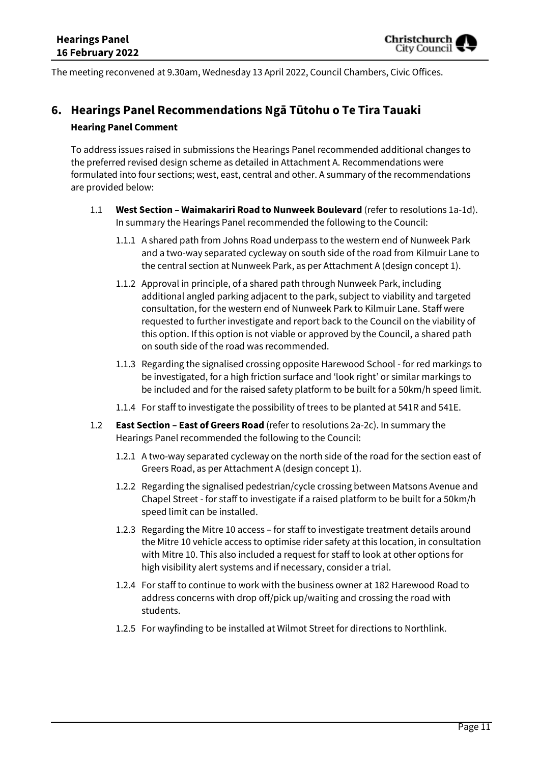The meeting reconvened at 9.30am, Wednesday 13 April 2022, Council Chambers, Civic Offices.

## 6. Hearings Panel Recommendations Ngā Tūtohu o Te Tira Tauaki

**Hearing Panel Comment**

To address issues raised in submissions the Hearings Panel recommended additional changes to the preferred revised design scheme as detailed in Attachment A. Recommendations were formulated into four sections; west, east, central and other. A summary of the recommendations are provided below:

1.1 **West Section – Waimakariri Road to Nunweek Boulevard** (refer to resolutions 1a-1d). In summary the Hearings Panel recommended the following to the Council:

- 1.1.1 A shared path from Johns Road underpass to the western end of Nunweek Park and a two-way separated cycleway on south side of the road from Kilmuir Lane to the central section at Nunweek Park, as per Attachment A (design concept 1).
- 1.1.2 Approval in principle, of a shared path through Nunweek Park, including additional angled parking adjacent to the park, subject to viability and targeted consultation, for the western end of Nunweek Park to Kilmuir Lane. Staff were requested to further investigate and report back to the Council on the viability of this option. If this option is not viable or approved by the Council, a shared path on south side of the road was recommended.
- 1.1.3 Regarding the signalised crossing opposite Harewood School - for red markings to be investigated, for a high friction surface and 'look right' or similar markings to be included and for the raised safety platform to be built for a 50km/h speed limit.
- 1.1.4 For staff to investigate the possibility of trees to be planted at 541R and 541E.

1.2 **East Section – East of Greers Road** (refer to resolutions 2a-2c). In summary the Hearings Panel recommended the following to the Council:

- 1.2.1 A two-way separated cycleway on the north side of the road for the section east of Greers Road, as per Attachment A (design concept 1).
- 1.2.2 Regarding the signalised pedestrian/cycle crossing between Matsons Avenue and Chapel Street - for staff to investigate if a raised platform to be built for a 50km/h speed limit can be installed.
- 1.2.3 Regarding the Mitre 10 access – for staff to investigate treatment details around the Mitre 10 vehicle access to optimise rider safety at this location, in consultation with Mitre 10. This also included a request for staff to look at other options for high visibility alert systems and if necessary, consider a trial.
- 1.2.4 For staff to continue to work with the business owner at 182 Harewood Road to address concerns with drop off/pick up/waiting and crossing the road with students.
- 1.2.5 For wayfinding to be installed at Wilmot Street for directions to Northlink.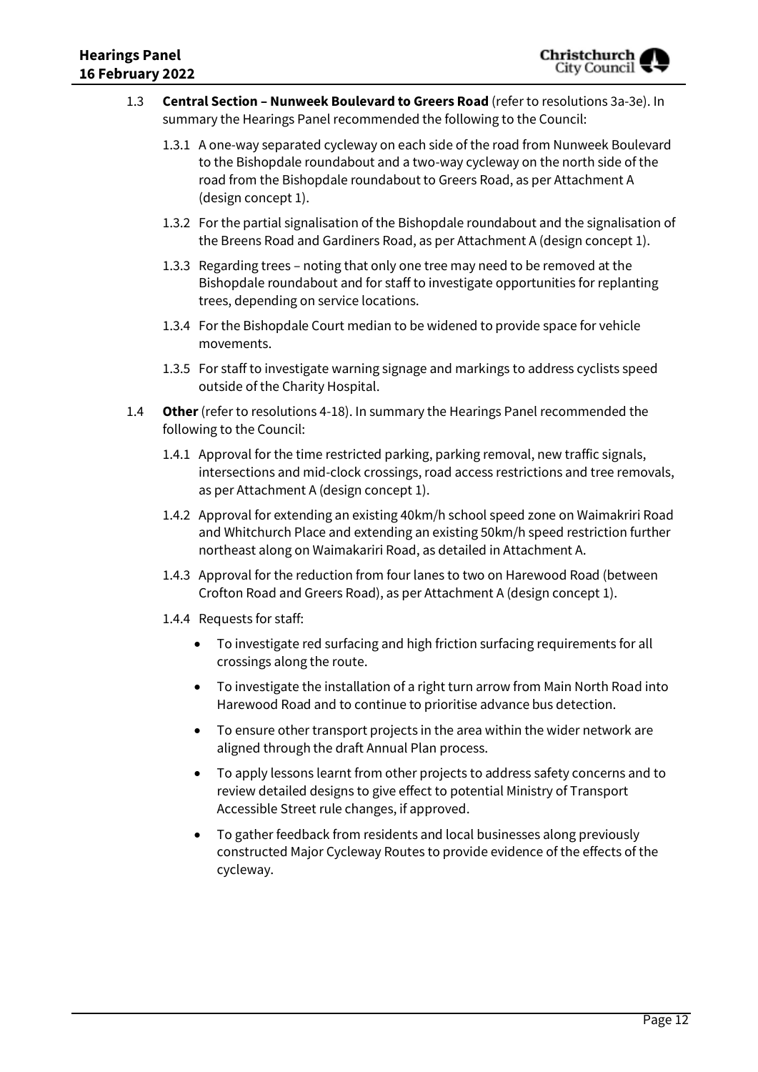1.3 **Central Section – Nunweek Boulevard to Greers Road** (refer to resolutions 3a-3e). In summary the Hearings Panel recommended the following to the Council:

1.3.1 A one-way separated cycleway on each side of the road from Nunweek Boulevard to the Bishopdale roundabout and a two-way cycleway on the north side of the road from the Bishopdale roundabout to Greers Road, as per Attachment A (design concept 1).

1.3.2 For the partial signalisation of the Bishopdale roundabout and the signalisation of the Breens Road and Gardiners Road, as per Attachment A (design concept 1).

1.3.3 Regarding trees – noting that only one tree may need to be removed at the Bishopdale roundabout and for staff to investigate opportunities for replanting trees, depending on service locations.

1.3.4 For the Bishopdale Court median to be widened to provide space for vehicle movements.

1.3.5 For staff to investigate warning signage and markings to address cyclists speed outside of the Charity Hospital.

1.4 **Other** (refer to resolutions 4-18). In summary the Hearings Panel recommended the following to the Council:

1.4.1 Approval for the time restricted parking, parking removal, new traffic signals, intersections and mid-clock crossings, road access restrictions and tree removals, as per Attachment A (design concept 1).

1.4.2 Approval for extending an existing 40km/h school speed zone on Waimakriri Road and Whitchurch Place and extending an existing 50km/h speed restriction further northeast along on Waimakariri Road, as detailed in Attachment A.

1.4.3 Approval for the reduction from four lanes to two on Harewood Road (between Crofton Road and Greers Road), as per Attachment A (design concept 1).

1.4.4 Requests for staff:

- To investigate red surfacing and high friction surfacing requirements for all crossings along the route.
- To investigate the installation of a right turn arrow from Main North Road into Harewood Road and to continue to prioritise advance bus detection.
- To ensure other transport projects in the area within the wider network are aligned through the draft Annual Plan process.
- To apply lessons learnt from other projects to address safety concerns and to review detailed designs to give effect to potential Ministry of Transport Accessible Street rule changes, if approved.
- To gather feedback from residents and local businesses along previously constructed Major Cycleway Routes to provide evidence of the effects of the cycleway.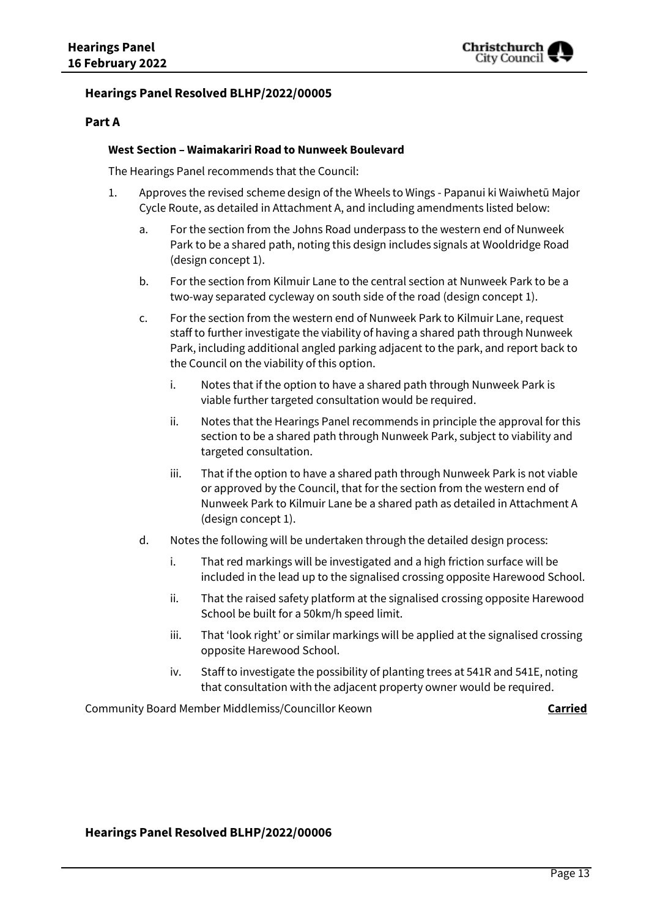## Hearings Panel Resolved BLHP/2022/00005

### Part A

#### West Section – Waimakariri Road to Nunweek Boulevard

The Hearings Panel recommends that the Council:

1. Approves the revised scheme design of the Wheels to Wings - Papanui ki Waiwhetū Major Cycle Route, as detailed in Attachment A, and including amendments listed below:
   a. For the section from the Johns Road underpass to the western end of Nunweek Park to be a shared path, noting this design includes signals at Wooldridge Road (design concept 1).
   b. For the section from Kilmuir Lane to the central section at Nunweek Park to be a two-way separated cycleway on south side of the road (design concept 1).
   c. For the section from the western end of Nunweek Park to Kilmuir Lane, request staff to further investigate the viability of having a shared path through Nunweek Park, including additional angled parking adjacent to the park, and report back to the Council on the viability of this option.
      i. Notes that if the option to have a shared path through Nunweek Park is viable further targeted consultation would be required.
      ii. Notes that the Hearings Panel recommends in principle the approval for this section to be a shared path through Nunweek Park, subject to viability and targeted consultation.
      iii. That if the option to have a shared path through Nunweek Park is not viable or approved by the Council, that for the section from the western end of Nunweek Park to Kilmuir Lane be a shared path as detailed in Attachment A (design concept 1).
   d. Notes the following will be undertaken through the detailed design process:
      i. That red markings will be investigated and a high friction surface will be included in the lead up to the signalised crossing opposite Harewood School.
      ii. That the raised safety platform at the signalised crossing opposite Harewood School be built for a 50km/h speed limit.
      iii. That 'look right' or similar markings will be applied at the signalised crossing opposite Harewood School.
      iv. Staff to investigate the possibility of planting trees at 541R and 541E, noting that consultation with the adjacent property owner would be required.

Community Board Member Middlemiss/Councillor Keown **Carried**

## Hearings Panel Resolved BLHP/2022/00006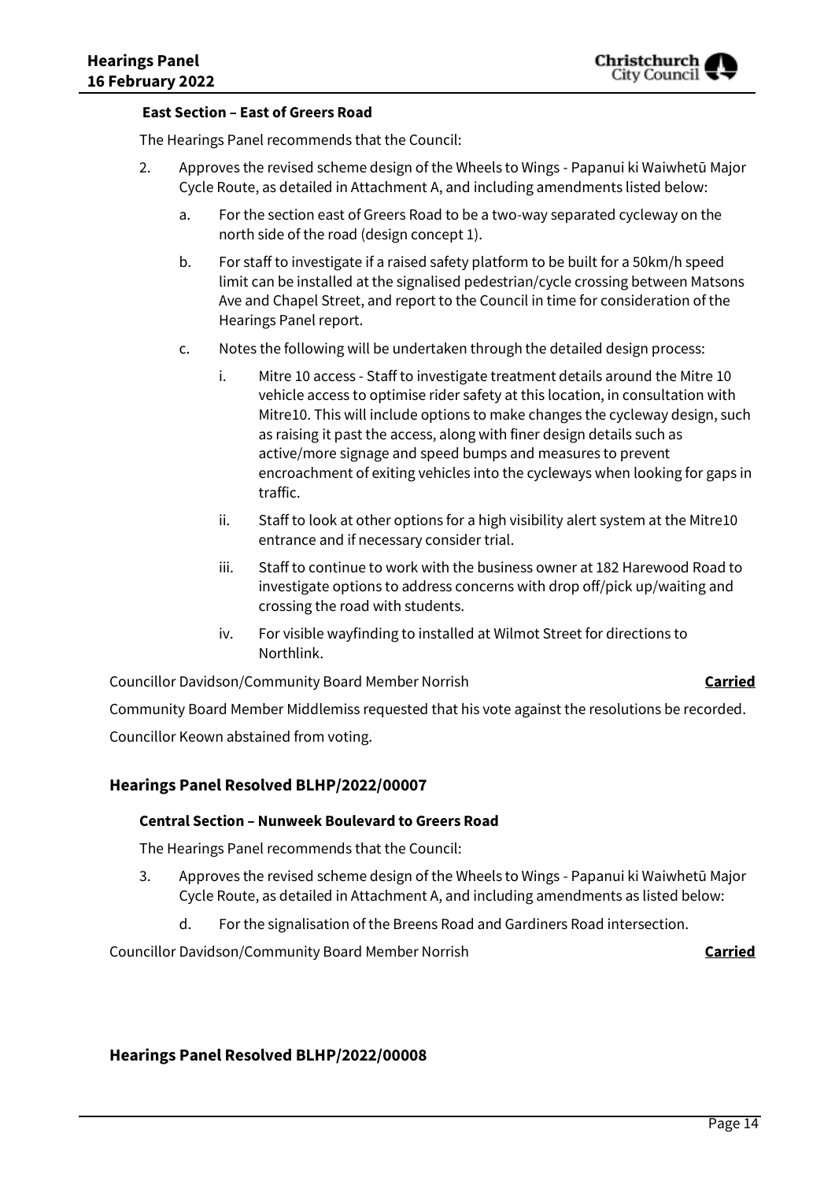**East Section – East of Greers Road**

The Hearings Panel recommends that the Council:

2. Approves the revised scheme design of the Wheels to Wings - Papanui ki Waiwhetū Major Cycle Route, as detailed in Attachment A, and including amendments listed below:
   a. For the section east of Greers Road to be a two-way separated cycleway on the north side of the road (design concept 1).
   b. For staff to investigate if a raised safety platform to be built for a 50km/h speed limit can be installed at the signalised pedestrian/cycle crossing between Matsons Ave and Chapel Street, and report to the Council in time for consideration of the Hearings Panel report.
   c. Notes the following will be undertaken through the detailed design process:
      i. Mitre 10 access - Staff to investigate treatment details around the Mitre 10 vehicle access to optimise rider safety at this location, in consultation with Mitre10. This will include options to make changes the cycleway design, such as raising it past the access, along with finer design details such as active/more signage and speed bumps and measures to prevent encroachment of exiting vehicles into the cycleways when looking for gaps in traffic.
      ii. Staff to look at other options for a high visibility alert system at the Mitre10 entrance and if necessary consider trial.
      iii. Staff to continue to work with the business owner at 182 Harewood Road to investigate options to address concerns with drop off/pick up/waiting and crossing the road with students.
      iv. For visible wayfinding to installed at Wilmot Street for directions to Northlink.

Councillor Davidson/Community Board Member Norrish **Carried**

Community Board Member Middlemiss requested that his vote against the resolutions be recorded.

Councillor Keown abstained from voting.

## Hearings Panel Resolved BLHP/2022/00007

**Central Section – Nunweek Boulevard to Greers Road**

The Hearings Panel recommends that the Council:

3. Approves the revised scheme design of the Wheels to Wings - Papanui ki Waiwhetū Major Cycle Route, as detailed in Attachment A, and including amendments as listed below:
   d. For the signalisation of the Breens Road and Gardiners Road intersection.

Councillor Davidson/Community Board Member Norrish **Carried**

## Hearings Panel Resolved BLHP/2022/00008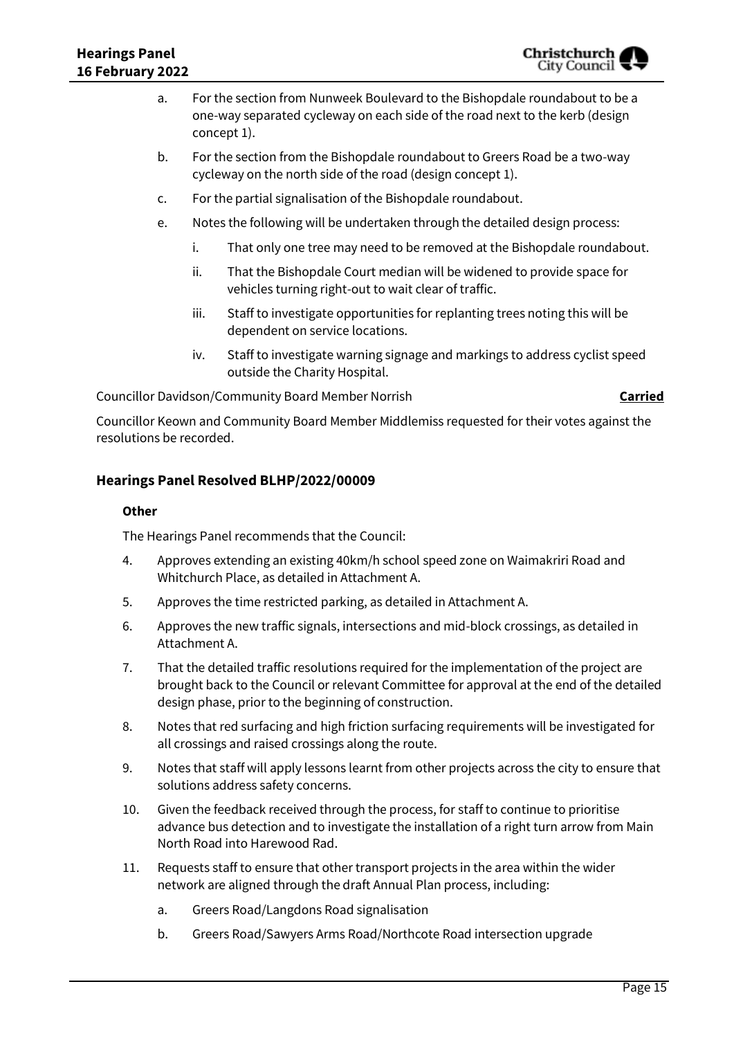a. For the section from Nunweek Boulevard to the Bishopdale roundabout to be a one-way separated cycleway on each side of the road next to the kerb (design concept 1).

b. For the section from the Bishopdale roundabout to Greers Road be a two-way cycleway on the north side of the road (design concept 1).

c. For the partial signalisation of the Bishopdale roundabout.

e. Notes the following will be undertaken through the detailed design process:

   i. That only one tree may need to be removed at the Bishopdale roundabout.

   ii. That the Bishopdale Court median will be widened to provide space for vehicles turning right-out to wait clear of traffic.

   iii. Staff to investigate opportunities for replanting trees noting this will be dependent on service locations.

   iv. Staff to investigate warning signage and markings to address cyclist speed outside the Charity Hospital.

Councillor Davidson/Community Board Member Norrish **Carried**

Councillor Keown and Community Board Member Middlemiss requested for their votes against the resolutions be recorded.

### Hearings Panel Resolved BLHP/2022/00009

**Other**

The Hearings Panel recommends that the Council:

4. Approves extending an existing 40km/h school speed zone on Waimakriri Road and Whitchurch Place, as detailed in Attachment A.

5. Approves the time restricted parking, as detailed in Attachment A.

6. Approves the new traffic signals, intersections and mid-block crossings, as detailed in Attachment A.

7. That the detailed traffic resolutions required for the implementation of the project are brought back to the Council or relevant Committee for approval at the end of the detailed design phase, prior to the beginning of construction.

8. Notes that red surfacing and high friction surfacing requirements will be investigated for all crossings and raised crossings along the route.

9. Notes that staff will apply lessons learnt from other projects across the city to ensure that solutions address safety concerns.

10. Given the feedback received through the process, for staff to continue to prioritise advance bus detection and to investigate the installation of a right turn arrow from Main North Road into Harewood Rad.

11. Requests staff to ensure that other transport projects in the area within the wider network are aligned through the draft Annual Plan process, including:

    a. Greers Road/Langdons Road signalisation

    b. Greers Road/Sawyers Arms Road/Northcote Road intersection upgrade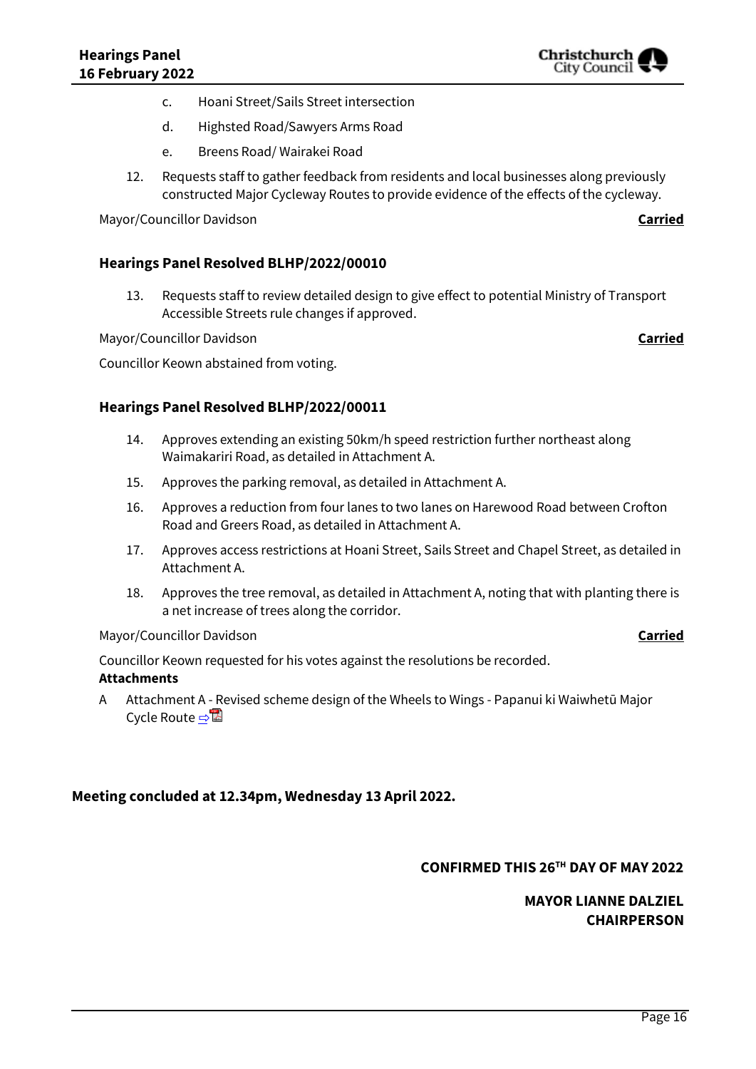c. Hoani Street/Sails Street intersection

d. Highsted Road/Sawyers Arms Road

e. Breens Road/ Wairakei Road

12. Requests staff to gather feedback from residents and local businesses along previously constructed Major Cycleway Routes to provide evidence of the effects of the cycleway.

Mayor/Councillor Davidson **Carried**

### Hearings Panel Resolved BLHP/2022/00010

13. Requests staff to review detailed design to give effect to potential Ministry of Transport Accessible Streets rule changes if approved.

Mayor/Councillor Davidson **Carried**

Councillor Keown abstained from voting.

### Hearings Panel Resolved BLHP/2022/00011

14. Approves extending an existing 50km/h speed restriction further northeast along Waimakariri Road, as detailed in Attachment A.

15. Approves the parking removal, as detailed in Attachment A.

16. Approves a reduction from four lanes to two lanes on Harewood Road between Crofton Road and Greers Road, as detailed in Attachment A.

17. Approves access restrictions at Hoani Street, Sails Street and Chapel Street, as detailed in Attachment A.

18. Approves the tree removal, as detailed in Attachment A, noting that with planting there is a net increase of trees along the corridor.

Mayor/Councillor Davidson **Carried**

Councillor Keown requested for his votes against the resolutions be recorded.

**Attachments**

A Attachment A - Revised scheme design of the Wheels to Wings - Papanui ki Waiwhetū Major Cycle Route ⇨

**Meeting concluded at 12.34pm, Wednesday 13 April 2022.**

**CONFIRMED THIS 26TH DAY OF MAY 2022**

**MAYOR LIANNE DALZIEL**
**CHAIRPERSON**